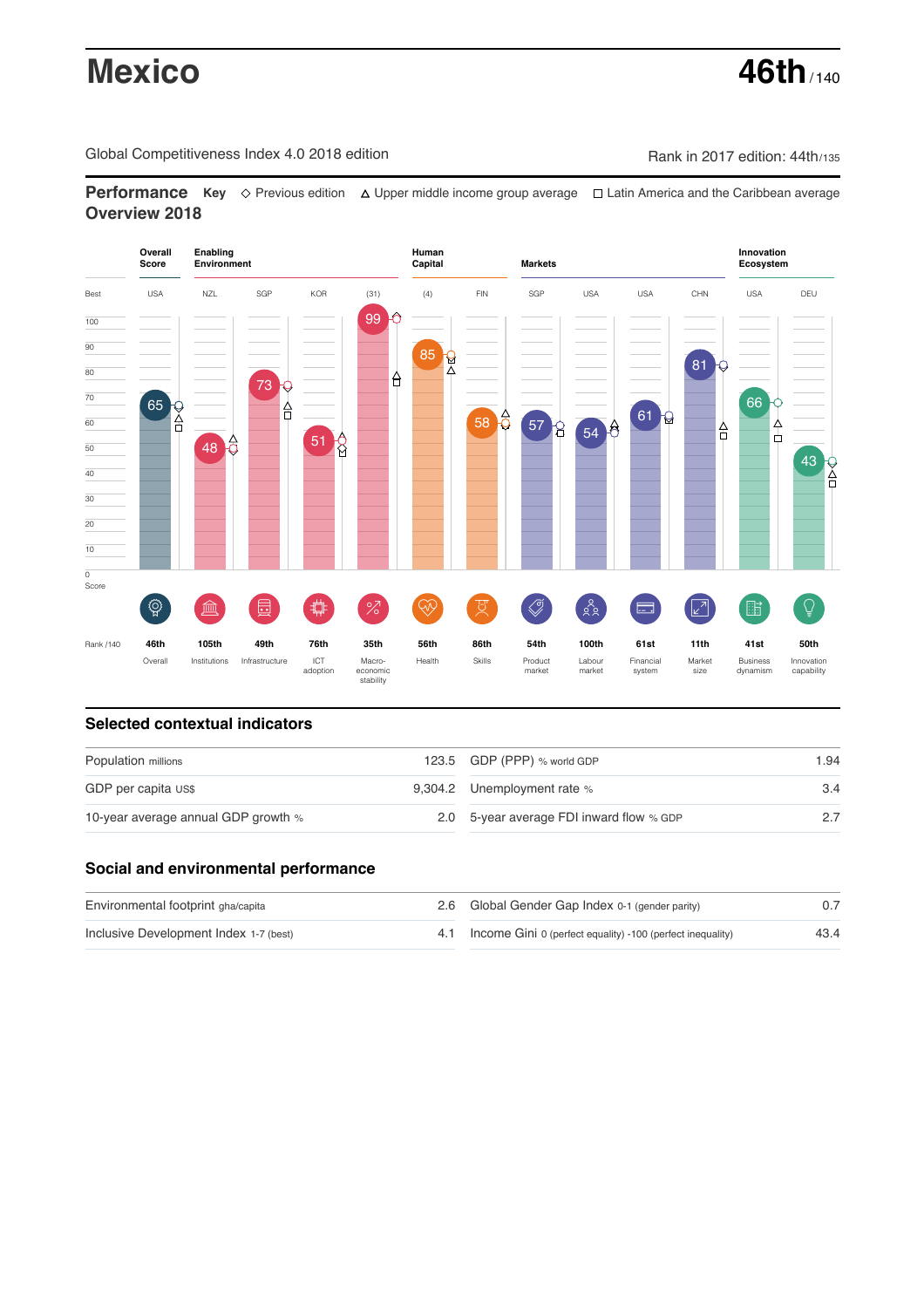# Mexico

**46th** / 140

Global Competitiveness Index 4.0 2018 edition

Rank in 2017 edition: 44th/135

## Performance Overview 2018

**Key** ◇ Previous edition △ Upper middle income group average □ Latin America and the Caribbean average

| | Overall Score | Enabling Environment | | | | Human Capital | | Markets | | | | Innovation Ecosystem | |
|---|---|---|---|---|---|---|---|---|---|---|---|---|---|
| Best | USA | NZL | SGP | KOR | (31) | (4) | FIN | SGP | USA | USA | CHN | USA | DEU |
| Score | 65 | 48 | 73 | 51 | 99 | 85 | 58 | 57 | 54 | 61 | 81 | 66 | 43 |
| Rank /140 | 46th | 105th | 49th | 76th | 35th | 56th | 86th | 54th | 100th | 61st | 11th | 41st | 50th |
| | Overall | Institutions | Infrastructure | ICT adoption | Macro-economic stability | Health | Skills | Product market | Labour market | Financial system | Market size | Business dynamism | Innovation capability |

## Selected contextual indicators

| | | | |
|---|---|---|---|
| Population millions | 123.5 | GDP (PPP) % world GDP | 1.94 |
| GDP per capita US$ | 9,304.2 | Unemployment rate % | 3.4 |
| 10-year average annual GDP growth % | 2.0 | 5-year average FDI inward flow % GDP | 2.7 |

## Social and environmental performance

| | | | |
|---|---|---|---|
| Environmental footprint gha/capita | 2.6 | Global Gender Gap Index 0-1 (gender parity) | 0.7 |
| Inclusive Development Index 1-7 (best) | 4.1 | Income Gini 0 (perfect equality) -100 (perfect inequality) | 43.4 |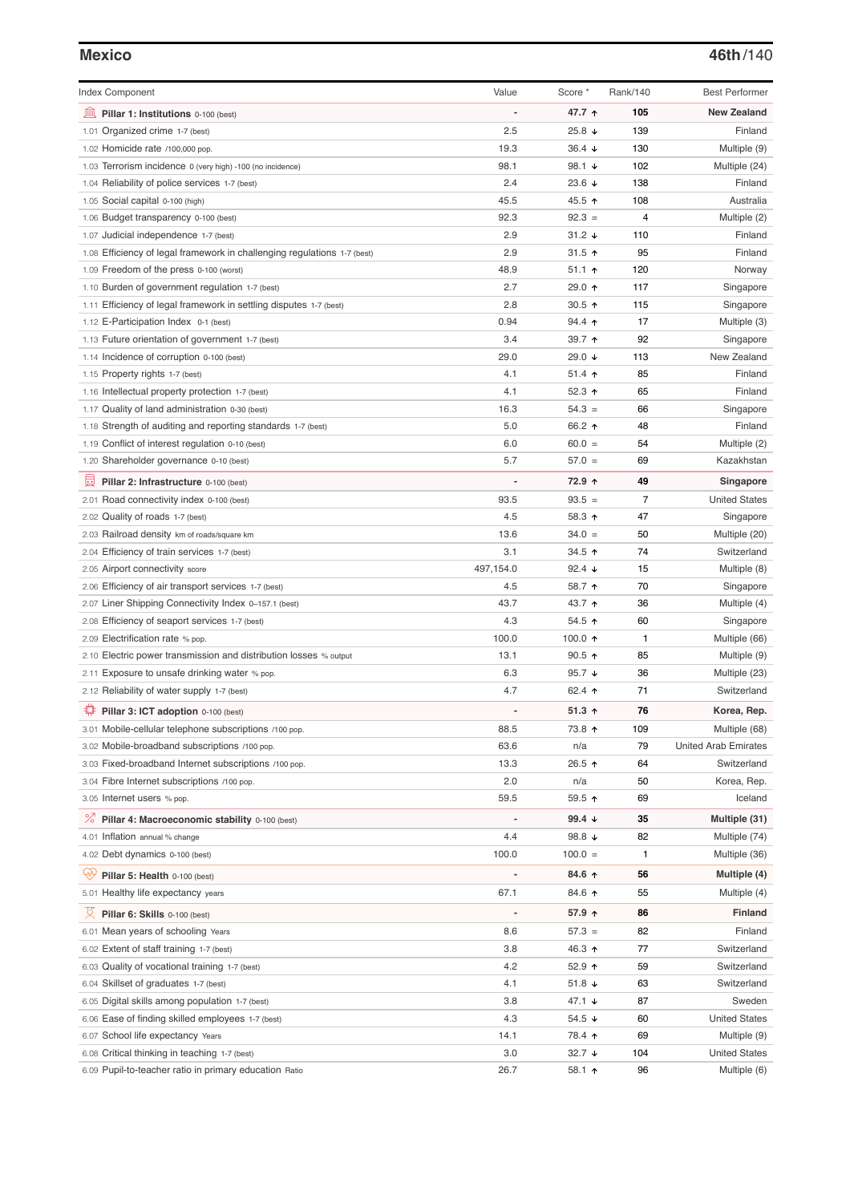## Mexico

**46th/140**

| Index Component | Value | Score * | Rank/140 | Best Performer |
|---|---|---|---|---|
| **Pillar 1: Institutions** 0-100 (best) | - | **47.7 ↑** | **105** | **New Zealand** |
| 1.01 Organized crime 1-7 (best) | 2.5 | 25.8 ↓ | 139 | Finland |
| 1.02 Homicide rate /100,000 pop. | 19.3 | 36.4 ↓ | 130 | Multiple (9) |
| 1.03 Terrorism incidence 0 (very high) -100 (no incidence) | 98.1 | 98.1 ↓ | 102 | Multiple (24) |
| 1.04 Reliability of police services 1-7 (best) | 2.4 | 23.6 ↓ | 138 | Finland |
| 1.05 Social capital 0-100 (high) | 45.5 | 45.5 ↑ | 108 | Australia |
| 1.06 Budget transparency 0-100 (best) | 92.3 | 92.3 = | 4 | Multiple (2) |
| 1.07 Judicial independence 1-7 (best) | 2.9 | 31.2 ↓ | 110 | Finland |
| 1.08 Efficiency of legal framework in challenging regulations 1-7 (best) | 2.9 | 31.5 ↑ | 95 | Finland |
| 1.09 Freedom of the press 0-100 (worst) | 48.9 | 51.1 ↑ | 120 | Norway |
| 1.10 Burden of government regulation 1-7 (best) | 2.7 | 29.0 ↑ | 117 | Singapore |
| 1.11 Efficiency of legal framework in settling disputes 1-7 (best) | 2.8 | 30.5 ↑ | 115 | Singapore |
| 1.12 E-Participation Index 0-1 (best) | 0.94 | 94.4 ↑ | 17 | Multiple (3) |
| 1.13 Future orientation of government 1-7 (best) | 3.4 | 39.7 ↑ | 92 | Singapore |
| 1.14 Incidence of corruption 0-100 (best) | 29.0 | 29.0 ↓ | 113 | New Zealand |
| 1.15 Property rights 1-7 (best) | 4.1 | 51.4 ↑ | 85 | Finland |
| 1.16 Intellectual property protection 1-7 (best) | 4.1 | 52.3 ↑ | 65 | Finland |
| 1.17 Quality of land administration 0-30 (best) | 16.3 | 54.3 = | 66 | Singapore |
| 1.18 Strength of auditing and reporting standards 1-7 (best) | 5.0 | 66.2 ↑ | 48 | Finland |
| 1.19 Conflict of interest regulation 0-10 (best) | 6.0 | 60.0 = | 54 | Multiple (2) |
| 1.20 Shareholder governance 0-10 (best) | 5.7 | 57.0 = | 69 | Kazakhstan |
| **Pillar 2: Infrastructure** 0-100 (best) | - | **72.9 ↑** | **49** | **Singapore** |
| 2.01 Road connectivity index 0-100 (best) | 93.5 | 93.5 = | 7 | United States |
| 2.02 Quality of roads 1-7 (best) | 4.5 | 58.3 ↑ | 47 | Singapore |
| 2.03 Railroad density km of roads/square km | 13.6 | 34.0 = | 50 | Multiple (20) |
| 2.04 Efficiency of train services 1-7 (best) | 3.1 | 34.5 ↑ | 74 | Switzerland |
| 2.05 Airport connectivity score | 497,154.0 | 92.4 ↓ | 15 | Multiple (8) |
| 2.06 Efficiency of air transport services 1-7 (best) | 4.5 | 58.7 ↑ | 70 | Singapore |
| 2.07 Liner Shipping Connectivity Index 0–157.1 (best) | 43.7 | 43.7 ↑ | 36 | Multiple (4) |
| 2.08 Efficiency of seaport services 1-7 (best) | 4.3 | 54.5 ↑ | 60 | Singapore |
| 2.09 Electrification rate % pop. | 100.0 | 100.0 ↑ | 1 | Multiple (66) |
| 2.10 Electric power transmission and distribution losses % output | 13.1 | 90.5 ↑ | 85 | Multiple (9) |
| 2.11 Exposure to unsafe drinking water % pop. | 6.3 | 95.7 ↓ | 36 | Multiple (23) |
| 2.12 Reliability of water supply 1-7 (best) | 4.7 | 62.4 ↑ | 71 | Switzerland |
| **Pillar 3: ICT adoption** 0-100 (best) | - | **51.3 ↑** | **76** | **Korea, Rep.** |
| 3.01 Mobile-cellular telephone subscriptions /100 pop. | 88.5 | 73.8 ↑ | 109 | Multiple (68) |
| 3.02 Mobile-broadband subscriptions /100 pop. | 63.6 | n/a | 79 | United Arab Emirates |
| 3.03 Fixed-broadband Internet subscriptions /100 pop. | 13.3 | 26.5 ↑ | 64 | Switzerland |
| 3.04 Fibre Internet subscriptions /100 pop. | 2.0 | n/a | 50 | Korea, Rep. |
| 3.05 Internet users % pop. | 59.5 | 59.5 ↑ | 69 | Iceland |
| **Pillar 4: Macroeconomic stability** 0-100 (best) | - | **99.4 ↓** | **35** | **Multiple (31)** |
| 4.01 Inflation annual % change | 4.4 | 98.8 ↓ | 82 | Multiple (74) |
| 4.02 Debt dynamics 0-100 (best) | 100.0 | 100.0 = | 1 | Multiple (36) |
| **Pillar 5: Health** 0-100 (best) | - | **84.6 ↑** | **56** | **Multiple (4)** |
| 5.01 Healthy life expectancy years | 67.1 | 84.6 ↑ | 55 | Multiple (4) |
| **Pillar 6: Skills** 0-100 (best) | - | **57.9 ↑** | **86** | **Finland** |
| 6.01 Mean years of schooling Years | 8.6 | 57.3 = | 82 | Finland |
| 6.02 Extent of staff training 1-7 (best) | 3.8 | 46.3 ↑ | 77 | Switzerland |
| 6.03 Quality of vocational training 1-7 (best) | 4.2 | 52.9 ↑ | 59 | Switzerland |
| 6.04 Skillset of graduates 1-7 (best) | 4.1 | 51.8 ↓ | 63 | Switzerland |
| 6.05 Digital skills among population 1-7 (best) | 3.8 | 47.1 ↓ | 87 | Sweden |
| 6.06 Ease of finding skilled employees 1-7 (best) | 4.3 | 54.5 ↓ | 60 | United States |
| 6.07 School life expectancy Years | 14.1 | 78.4 ↑ | 69 | Multiple (9) |
| 6.08 Critical thinking in teaching 1-7 (best) | 3.0 | 32.7 ↓ | 104 | United States |
| 6.09 Pupil-to-teacher ratio in primary education Ratio | 26.7 | 58.1 ↑ | 96 | Multiple (6) |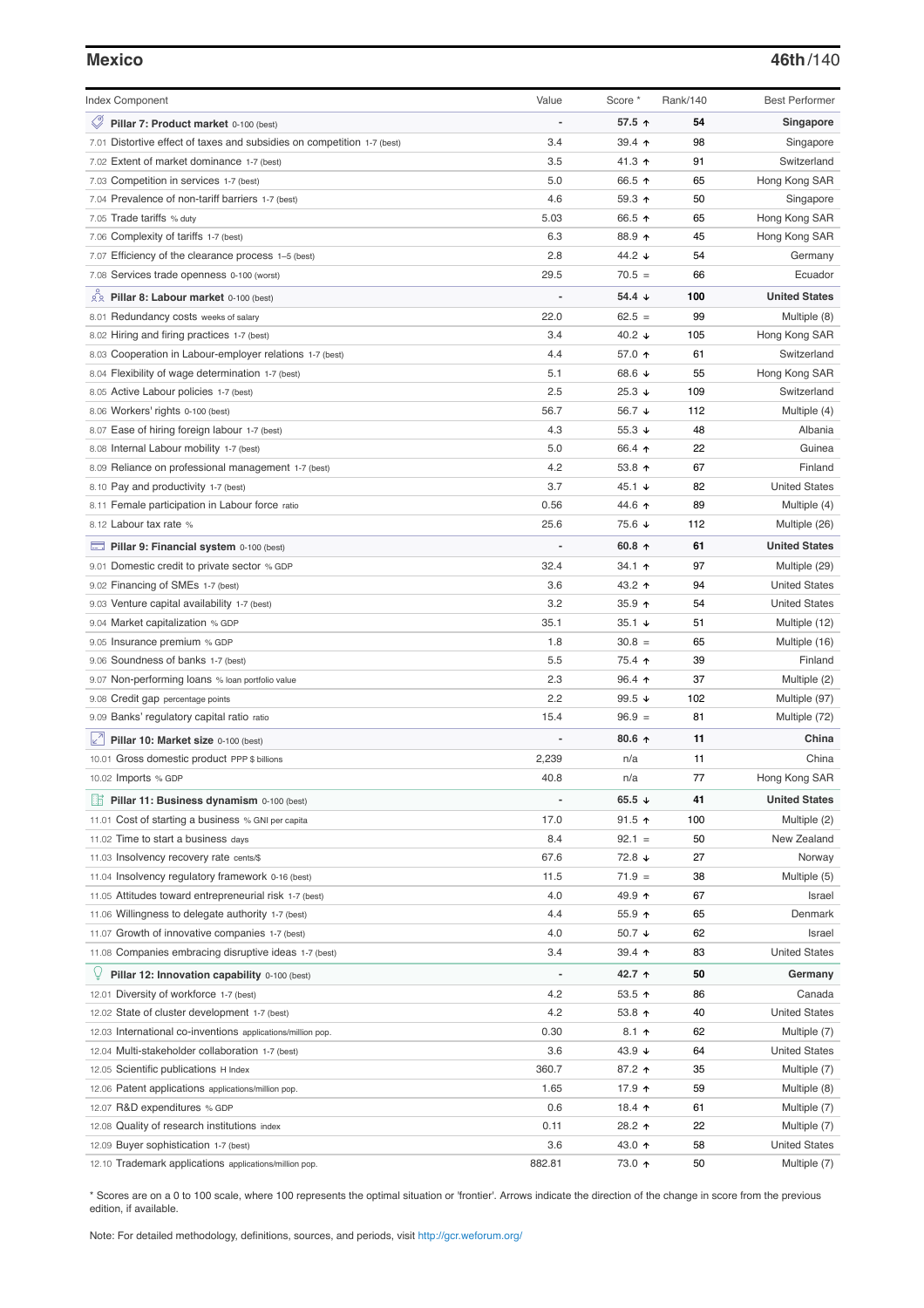## Mexico

**46th**/140

| Index Component | Value | Score * | Rank/140 | Best Performer |
|---|---|---|---|---|
| **Pillar 7: Product market** 0-100 (best) | - | **57.5 ↑** | **54** | **Singapore** |
| 7.01 Distortive effect of taxes and subsidies on competition 1-7 (best) | 3.4 | 39.4 ↑ | 98 | Singapore |
| 7.02 Extent of market dominance 1-7 (best) | 3.5 | 41.3 ↑ | 91 | Switzerland |
| 7.03 Competition in services 1-7 (best) | 5.0 | 66.5 ↑ | 65 | Hong Kong SAR |
| 7.04 Prevalence of non-tariff barriers 1-7 (best) | 4.6 | 59.3 ↑ | 50 | Singapore |
| 7.05 Trade tariffs % duty | 5.03 | 66.5 ↑ | 65 | Hong Kong SAR |
| 7.06 Complexity of tariffs 1-7 (best) | 6.3 | 88.9 ↑ | 45 | Hong Kong SAR |
| 7.07 Efficiency of the clearance process 1–5 (best) | 2.8 | 44.2 ↓ | 54 | Germany |
| 7.08 Services trade openness 0-100 (worst) | 29.5 | 70.5 = | 66 | Ecuador |
| **Pillar 8: Labour market** 0-100 (best) | - | **54.4 ↓** | **100** | **United States** |
| 8.01 Redundancy costs weeks of salary | 22.0 | 62.5 = | 99 | Multiple (8) |
| 8.02 Hiring and firing practices 1-7 (best) | 3.4 | 40.2 ↓ | 105 | Hong Kong SAR |
| 8.03 Cooperation in Labour-employer relations 1-7 (best) | 4.4 | 57.0 ↑ | 61 | Switzerland |
| 8.04 Flexibility of wage determination 1-7 (best) | 5.1 | 68.6 ↓ | 55 | Hong Kong SAR |
| 8.05 Active Labour policies 1-7 (best) | 2.5 | 25.3 ↓ | 109 | Switzerland |
| 8.06 Workers' rights 0-100 (best) | 56.7 | 56.7 ↓ | 112 | Multiple (4) |
| 8.07 Ease of hiring foreign labour 1-7 (best) | 4.3 | 55.3 ↓ | 48 | Albania |
| 8.08 Internal Labour mobility 1-7 (best) | 5.0 | 66.4 ↑ | 22 | Guinea |
| 8.09 Reliance on professional management 1-7 (best) | 4.2 | 53.8 ↑ | 67 | Finland |
| 8.10 Pay and productivity 1-7 (best) | 3.7 | 45.1 ↓ | 82 | United States |
| 8.11 Female participation in Labour force ratio | 0.56 | 44.6 ↑ | 89 | Multiple (4) |
| 8.12 Labour tax rate % | 25.6 | 75.6 ↓ | 112 | Multiple (26) |
| **Pillar 9: Financial system** 0-100 (best) | - | **60.8 ↑** | **61** | **United States** |
| 9.01 Domestic credit to private sector % GDP | 32.4 | 34.1 ↑ | 97 | Multiple (29) |
| 9.02 Financing of SMEs 1-7 (best) | 3.6 | 43.2 ↑ | 94 | United States |
| 9.03 Venture capital availability 1-7 (best) | 3.2 | 35.9 ↑ | 54 | United States |
| 9.04 Market capitalization % GDP | 35.1 | 35.1 ↓ | 51 | Multiple (12) |
| 9.05 Insurance premium % GDP | 1.8 | 30.8 = | 65 | Multiple (16) |
| 9.06 Soundness of banks 1-7 (best) | 5.5 | 75.4 ↑ | 39 | Finland |
| 9.07 Non-performing loans % loan portfolio value | 2.3 | 96.4 ↑ | 37 | Multiple (2) |
| 9.08 Credit gap percentage points | 2.2 | 99.5 ↓ | 102 | Multiple (97) |
| 9.09 Banks' regulatory capital ratio ratio | 15.4 | 96.9 = | 81 | Multiple (72) |
| **Pillar 10: Market size** 0-100 (best) | - | **80.6 ↑** | **11** | **China** |
| 10.01 Gross domestic product PPP $ billions | 2,239 | n/a | 11 | China |
| 10.02 Imports % GDP | 40.8 | n/a | 77 | Hong Kong SAR |
| **Pillar 11: Business dynamism** 0-100 (best) | - | **65.5 ↓** | **41** | **United States** |
| 11.01 Cost of starting a business % GNI per capita | 17.0 | 91.5 ↑ | 100 | Multiple (2) |
| 11.02 Time to start a business days | 8.4 | 92.1 = | 50 | New Zealand |
| 11.03 Insolvency recovery rate cents/$ | 67.6 | 72.8 ↓ | 27 | Norway |
| 11.04 Insolvency regulatory framework 0-16 (best) | 11.5 | 71.9 = | 38 | Multiple (5) |
| 11.05 Attitudes toward entrepreneurial risk 1-7 (best) | 4.0 | 49.9 ↑ | 67 | Israel |
| 11.06 Willingness to delegate authority 1-7 (best) | 4.4 | 55.9 ↑ | 65 | Denmark |
| 11.07 Growth of innovative companies 1-7 (best) | 4.0 | 50.7 ↓ | 62 | Israel |
| 11.08 Companies embracing disruptive ideas 1-7 (best) | 3.4 | 39.4 ↑ | 83 | United States |
| **Pillar 12: Innovation capability** 0-100 (best) | - | **42.7 ↑** | **50** | **Germany** |
| 12.01 Diversity of workforce 1-7 (best) | 4.2 | 53.5 ↑ | 86 | Canada |
| 12.02 State of cluster development 1-7 (best) | 4.2 | 53.8 ↑ | 40 | United States |
| 12.03 International co-inventions applications/million pop. | 0.30 | 8.1 ↑ | 62 | Multiple (7) |
| 12.04 Multi-stakeholder collaboration 1-7 (best) | 3.6 | 43.9 ↓ | 64 | United States |
| 12.05 Scientific publications H Index | 360.7 | 87.2 ↑ | 35 | Multiple (7) |
| 12.06 Patent applications applications/million pop. | 1.65 | 17.9 ↑ | 59 | Multiple (8) |
| 12.07 R&D expenditures % GDP | 0.6 | 18.4 ↑ | 61 | Multiple (7) |
| 12.08 Quality of research institutions index | 0.11 | 28.2 ↑ | 22 | Multiple (7) |
| 12.09 Buyer sophistication 1-7 (best) | 3.6 | 43.0 ↑ | 58 | United States |
| 12.10 Trademark applications applications/million pop. | 882.81 | 73.0 ↑ | 50 | Multiple (7) |

* Scores are on a 0 to 100 scale, where 100 represents the optimal situation or 'frontier'. Arrows indicate the direction of the change in score from the previous edition, if available.

Note: For detailed methodology, definitions, sources, and periods, visit http://gcr.weforum.org/